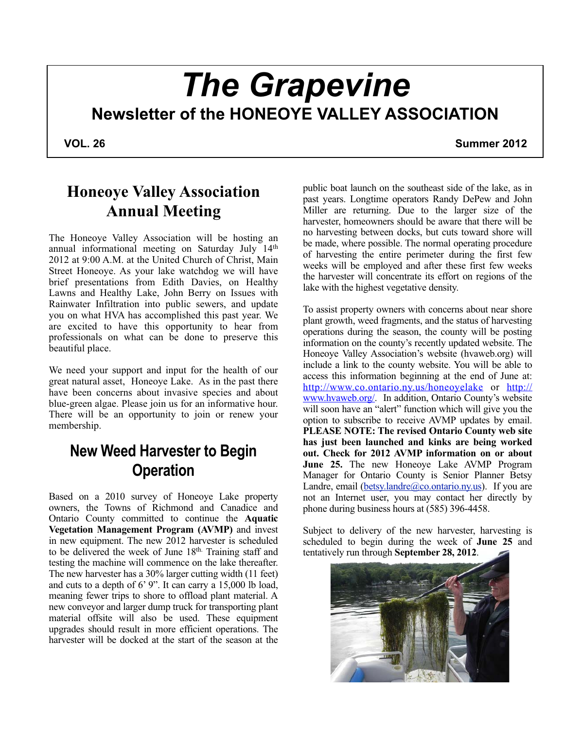# The Grapevine

## Newsletter of the HONEOYE VALLEY ASSOCIATION

**VOL. 26** **Summer 2012**

## Honeoye Valley Association Annual Meeting

The Honeoye Valley Association will be hosting an annual informational meeting on Saturday July 14th 2012 at 9:00 A.M. at the United Church of Christ, Main Street Honeoye. As your lake watchdog we will have brief presentations from Edith Davies, on Healthy Lawns and Healthy Lake, John Berry on Issues with Rainwater Infiltration into public sewers, and update you on what HVA has accomplished this past year. We are excited to have this opportunity to hear from professionals on what can be done to preserve this beautiful place.

We need your support and input for the health of our great natural asset, Honeoye Lake. As in the past there have been concerns about invasive species and about blue-green algae. Please join us for an informative hour. There will be an opportunity to join or renew your membership.

## New Weed Harvester to Begin Operation

Based on a 2010 survey of Honeoye Lake property owners, the Towns of Richmond and Canadice and Ontario County committed to continue the **Aquatic Vegetation Management Program (AVMP)** and invest in new equipment. The new 2012 harvester is scheduled to be delivered the week of June 18th. Training staff and testing the machine will commence on the lake thereafter. The new harvester has a 30% larger cutting width (11 feet) and cuts to a depth of 6' 9". It can carry a 15,000 lb load, meaning fewer trips to shore to offload plant material. A new conveyor and larger dump truck for transporting plant material offsite will also be used. These equipment upgrades should result in more efficient operations. The harvester will be docked at the start of the season at the public boat launch on the southeast side of the lake, as in past years. Longtime operators Randy DePew and John Miller are returning. Due to the larger size of the harvester, homeowners should be aware that there will be no harvesting between docks, but cuts toward shore will be made, where possible. The normal operating procedure of harvesting the entire perimeter during the first few weeks will be employed and after these first few weeks the harvester will concentrate its effort on regions of the lake with the highest vegetative density.

To assist property owners with concerns about near shore plant growth, weed fragments, and the status of harvesting operations during the season, the county will be posting information on the county's recently updated website. The Honeoye Valley Association's website (hvaweb.org) will include a link to the county website. You will be able to access this information beginning at the end of June at: http://www.co.ontario.ny.us/honeoyelake or http://www.hvaweb.org/. In addition, Ontario County's website will soon have an "alert" function which will give you the option to subscribe to receive AVMP updates by email. **PLEASE NOTE: The revised Ontario County web site has just been launched and kinks are being worked out. Check for 2012 AVMP information on or about June 25.** The new Honeoye Lake AVMP Program Manager for Ontario County is Senior Planner Betsy Landre, email (betsy.landre@co.ontario.ny.us). If you are not an Internet user, you may contact her directly by phone during business hours at (585) 396-4458.

Subject to delivery of the new harvester, harvesting is scheduled to begin during the week of **June 25** and tentatively run through **September 28, 2012**.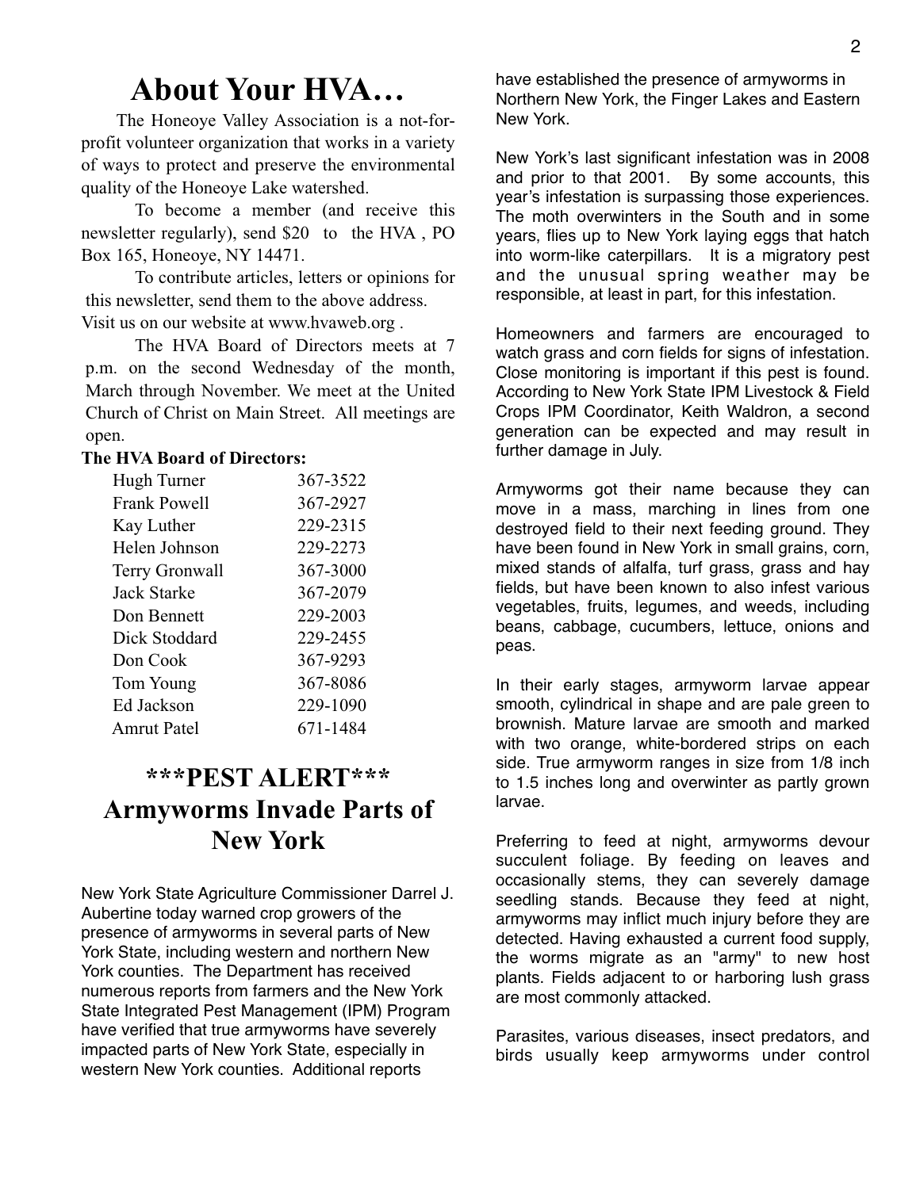# About Your HVA…

The Honeoye Valley Association is a not-for-profit volunteer organization that works in a variety of ways to protect and preserve the environmental quality of the Honeoye Lake watershed.

To become a member (and receive this newsletter regularly), send $20 to the HVA , PO Box 165, Honeoye, NY 14471.

To contribute articles, letters or opinions for this newsletter, send them to the above address. Visit us on our website at www.hvaweb.org .

The HVA Board of Directors meets at 7 p.m. on the second Wednesday of the month, March through November. We meet at the United Church of Christ on Main Street. All meetings are open.

**The HVA Board of Directors:**

| | |
|---|---|
| Hugh Turner | 367-3522 |
| Frank Powell | 367-2927 |
| Kay Luther | 229-2315 |
| Helen Johnson | 229-2273 |
| Terry Gronwall | 367-3000 |
| Jack Starke | 367-2079 |
| Don Bennett | 229-2003 |
| Dick Stoddard | 229-2455 |
| Don Cook | 367-9293 |
| Tom Young | 367-8086 |
| Ed Jackson | 229-1090 |
| Amrut Patel | 671-1484 |

## ***PEST ALERT*** Armyworms Invade Parts of New York

New York State Agriculture Commissioner Darrel J. Aubertine today warned crop growers of the presence of armyworms in several parts of New York State, including western and northern New York counties. The Department has received numerous reports from farmers and the New York State Integrated Pest Management (IPM) Program have verified that true armyworms have severely impacted parts of New York State, especially in western New York counties. Additional reports have established the presence of armyworms in Northern New York, the Finger Lakes and Eastern New York.

New York's last significant infestation was in 2008 and prior to that 2001. By some accounts, this year's infestation is surpassing those experiences. The moth overwinters in the South and in some years, flies up to New York laying eggs that hatch into worm-like caterpillars. It is a migratory pest and the unusual spring weather may be responsible, at least in part, for this infestation.

Homeowners and farmers are encouraged to watch grass and corn fields for signs of infestation. Close monitoring is important if this pest is found. According to New York State IPM Livestock & Field Crops IPM Coordinator, Keith Waldron, a second generation can be expected and may result in further damage in July.

Armyworms got their name because they can move in a mass, marching in lines from one destroyed field to their next feeding ground. They have been found in New York in small grains, corn, mixed stands of alfalfa, turf grass, grass and hay fields, but have been known to also infest various vegetables, fruits, legumes, and weeds, including beans, cabbage, cucumbers, lettuce, onions and peas.

In their early stages, armyworm larvae appear smooth, cylindrical in shape and are pale green to brownish. Mature larvae are smooth and marked with two orange, white-bordered strips on each side. True armyworm ranges in size from 1/8 inch to 1.5 inches long and overwinter as partly grown larvae.

Preferring to feed at night, armyworms devour succulent foliage. By feeding on leaves and occasionally stems, they can severely damage seedling stands. Because they feed at night, armyworms may inflict much injury before they are detected. Having exhausted a current food supply, the worms migrate as an "army" to new host plants. Fields adjacent to or harboring lush grass are most commonly attacked.

Parasites, various diseases, insect predators, and birds usually keep armyworms under control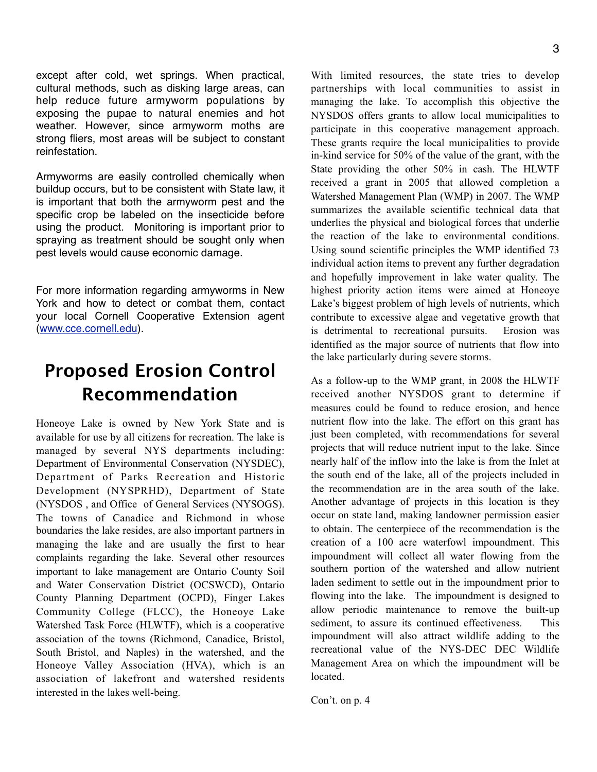except after cold, wet springs. When practical, cultural methods, such as disking large areas, can help reduce future armyworm populations by exposing the pupae to natural enemies and hot weather. However, since armyworm moths are strong fliers, most areas will be subject to constant reinfestation.

Armyworms are easily controlled chemically when buildup occurs, but to be consistent with State law, it is important that both the armyworm pest and the specific crop be labeled on the insecticide before using the product. Monitoring is important prior to spraying as treatment should be sought only when pest levels would cause economic damage.

For more information regarding armyworms in New York and how to detect or combat them, contact your local Cornell Cooperative Extension agent (www.cce.cornell.edu).

# Proposed Erosion Control Recommendation

Honeoye Lake is owned by New York State and is available for use by all citizens for recreation. The lake is managed by several NYS departments including: Department of Environmental Conservation (NYSDEC), Department of Parks Recreation and Historic Development (NYSPRHD), Department of State (NYSDOS , and Office of General Services (NYSOGS). The towns of Canadice and Richmond in whose boundaries the lake resides, are also important partners in managing the lake and are usually the first to hear complaints regarding the lake. Several other resources important to lake management are Ontario County Soil and Water Conservation District (OCSWCD), Ontario County Planning Department (OCPD), Finger Lakes Community College (FLCC), the Honeoye Lake Watershed Task Force (HLWTF), which is a cooperative association of the towns (Richmond, Canadice, Bristol, South Bristol, and Naples) in the watershed, and the Honeoye Valley Association (HVA), which is an association of lakefront and watershed residents interested in the lakes well-being.

With limited resources, the state tries to develop partnerships with local communities to assist in managing the lake. To accomplish this objective the NYSDOS offers grants to allow local municipalities to participate in this cooperative management approach. These grants require the local municipalities to provide in-kind service for 50% of the value of the grant, with the State providing the other 50% in cash. The HLWTF received a grant in 2005 that allowed completion a Watershed Management Plan (WMP) in 2007. The WMP summarizes the available scientific technical data that underlies the physical and biological forces that underlie the reaction of the lake to environmental conditions. Using sound scientific principles the WMP identified 73 individual action items to prevent any further degradation and hopefully improvement in lake water quality. The highest priority action items were aimed at Honeoye Lake's biggest problem of high levels of nutrients, which contribute to excessive algae and vegetative growth that is detrimental to recreational pursuits. Erosion was identified as the major source of nutrients that flow into the lake particularly during severe storms.

As a follow-up to the WMP grant, in 2008 the HLWTF received another NYSDOS grant to determine if measures could be found to reduce erosion, and hence nutrient flow into the lake. The effort on this grant has just been completed, with recommendations for several projects that will reduce nutrient input to the lake. Since nearly half of the inflow into the lake is from the Inlet at the south end of the lake, all of the projects included in the recommendation are in the area south of the lake. Another advantage of projects in this location is they occur on state land, making landowner permission easier to obtain. The centerpiece of the recommendation is the creation of a 100 acre waterfowl impoundment. This impoundment will collect all water flowing from the southern portion of the watershed and allow nutrient laden sediment to settle out in the impoundment prior to flowing into the lake. The impoundment is designed to allow periodic maintenance to remove the built-up sediment, to assure its continued effectiveness. This impoundment will also attract wildlife adding to the recreational value of the NYS-DEC DEC Wildlife Management Area on which the impoundment will be located.

Con't. on p. 4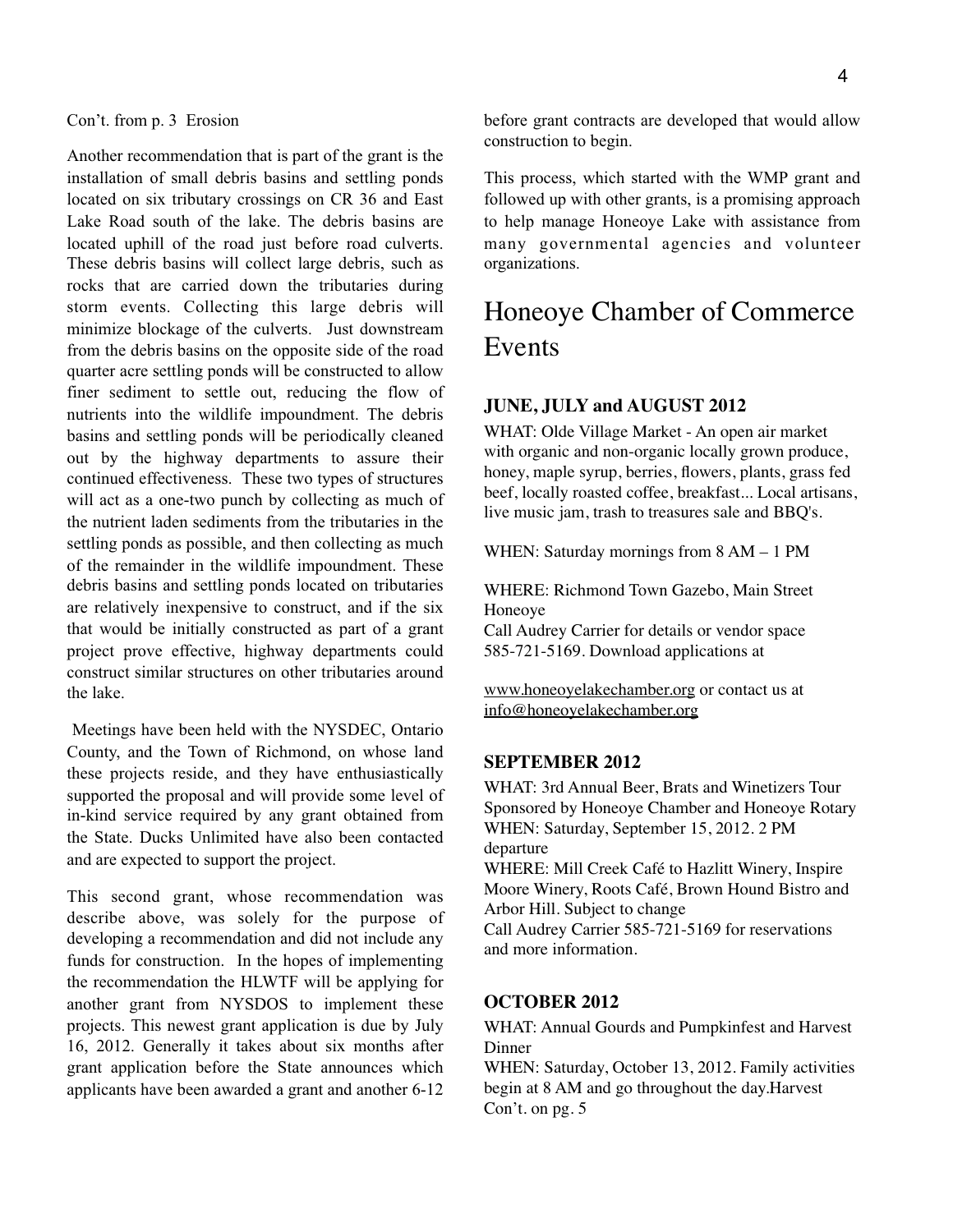Con't. from p. 3 Erosion

Another recommendation that is part of the grant is the installation of small debris basins and settling ponds located on six tributary crossings on CR 36 and East Lake Road south of the lake. The debris basins are located uphill of the road just before road culverts. These debris basins will collect large debris, such as rocks that are carried down the tributaries during storm events. Collecting this large debris will minimize blockage of the culverts. Just downstream from the debris basins on the opposite side of the road quarter acre settling ponds will be constructed to allow finer sediment to settle out, reducing the flow of nutrients into the wildlife impoundment. The debris basins and settling ponds will be periodically cleaned out by the highway departments to assure their continued effectiveness. These two types of structures will act as a one-two punch by collecting as much of the nutrient laden sediments from the tributaries in the settling ponds as possible, and then collecting as much of the remainder in the wildlife impoundment. These debris basins and settling ponds located on tributaries are relatively inexpensive to construct, and if the six that would be initially constructed as part of a grant project prove effective, highway departments could construct similar structures on other tributaries around the lake.

Meetings have been held with the NYSDEC, Ontario County, and the Town of Richmond, on whose land these projects reside, and they have enthusiastically supported the proposal and will provide some level of in-kind service required by any grant obtained from the State. Ducks Unlimited have also been contacted and are expected to support the project.

This second grant, whose recommendation was describe above, was solely for the purpose of developing a recommendation and did not include any funds for construction. In the hopes of implementing the recommendation the HLWTF will be applying for another grant from NYSDOS to implement these projects. This newest grant application is due by July 16, 2012. Generally it takes about six months after grant application before the State announces which applicants have been awarded a grant and another 6-12 before grant contracts are developed that would allow construction to begin.

This process, which started with the WMP grant and followed up with other grants, is a promising approach to help manage Honeoye Lake with assistance from many governmental agencies and volunteer organizations.

# Honeoye Chamber of Commerce Events

### JUNE, JULY and AUGUST 2012

WHAT: Olde Village Market - An open air market with organic and non-organic locally grown produce, honey, maple syrup, berries, flowers, plants, grass fed beef, locally roasted coffee, breakfast... Local artisans, live music jam, trash to treasures sale and BBQ's.

WHEN: Saturday mornings from 8 AM – 1 PM

WHERE: Richmond Town Gazebo, Main Street Honeoye
Call Audrey Carrier for details or vendor space 585-721-5169. Download applications at

www.honeoyelakechamber.org or contact us at info@honeoyelakechamber.org

### SEPTEMBER 2012

WHAT: 3rd Annual Beer, Brats and Winetizers Tour Sponsored by Honeoye Chamber and Honeoye Rotary
WHEN: Saturday, September 15, 2012. 2 PM departure
WHERE: Mill Creek Café to Hazlitt Winery, Inspire Moore Winery, Roots Café, Brown Hound Bistro and Arbor Hill. Subject to change
Call Audrey Carrier 585-721-5169 for reservations and more information.

### OCTOBER 2012

WHAT: Annual Gourds and Pumpkinfest and Harvest Dinner
WHEN: Saturday, October 13, 2012. Family activities begin at 8 AM and go throughout the day.Harvest
Con't. on pg. 5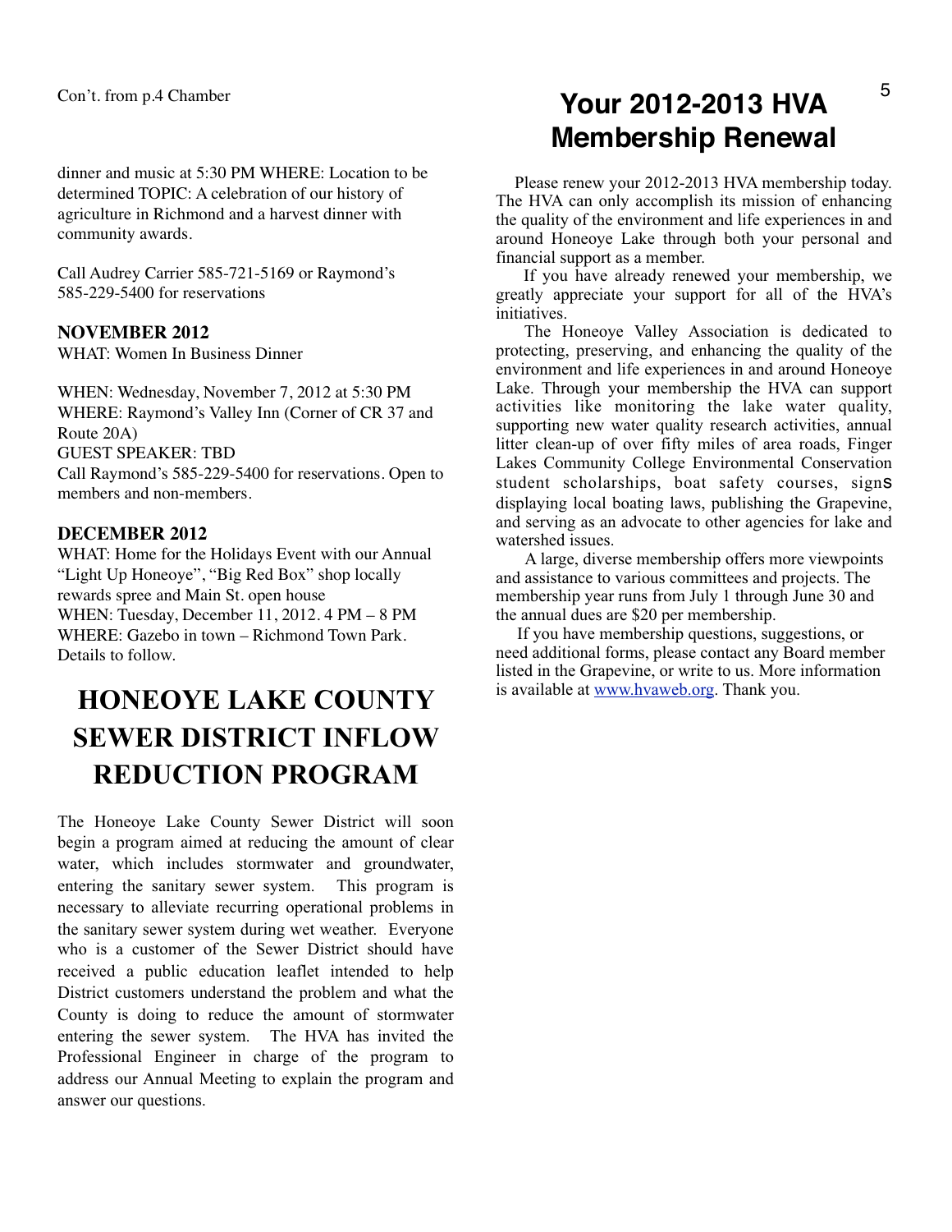Con't. from p.4 Chamber

dinner and music at 5:30 PM WHERE: Location to be determined TOPIC: A celebration of our history of agriculture in Richmond and a harvest dinner with community awards.

Call Audrey Carrier 585-721-5169 or Raymond's 585-229-5400 for reservations

**NOVEMBER 2012**

WHAT: Women In Business Dinner

WHEN: Wednesday, November 7, 2012 at 5:30 PM
WHERE: Raymond's Valley Inn (Corner of CR 37 and Route 20A)
GUEST SPEAKER: TBD
Call Raymond's 585-229-5400 for reservations. Open to members and non-members.

**DECEMBER 2012**

WHAT: Home for the Holidays Event with our Annual "Light Up Honeoye", "Big Red Box" shop locally rewards spree and Main St. open house
WHEN: Tuesday, December 11, 2012. 4 PM – 8 PM
WHERE: Gazebo in town – Richmond Town Park. Details to follow.

# HONEOYE LAKE COUNTY SEWER DISTRICT INFLOW REDUCTION PROGRAM

The Honeoye Lake County Sewer District will soon begin a program aimed at reducing the amount of clear water, which includes stormwater and groundwater, entering the sanitary sewer system. This program is necessary to alleviate recurring operational problems in the sanitary sewer system during wet weather. Everyone who is a customer of the Sewer District should have received a public education leaflet intended to help District customers understand the problem and what the County is doing to reduce the amount of stormwater entering the sewer system. The HVA has invited the Professional Engineer in charge of the program to address our Annual Meeting to explain the program and answer our questions.

# Your 2012-2013 HVA Membership Renewal

Please renew your 2012-2013 HVA membership today. The HVA can only accomplish its mission of enhancing the quality of the environment and life experiences in and around Honeoye Lake through both your personal and financial support as a member.

If you have already renewed your membership, we greatly appreciate your support for all of the HVA's initiatives.

The Honeoye Valley Association is dedicated to protecting, preserving, and enhancing the quality of the environment and life experiences in and around Honeoye Lake. Through your membership the HVA can support activities like monitoring the lake water quality, supporting new water quality research activities, annual litter clean-up of over fifty miles of area roads, Finger Lakes Community College Environmental Conservation student scholarships, boat safety courses, signs displaying local boating laws, publishing the Grapevine, and serving as an advocate to other agencies for lake and watershed issues.

A large, diverse membership offers more viewpoints and assistance to various committees and projects. The membership year runs from July 1 through June 30 and the annual dues are $20 per membership.

If you have membership questions, suggestions, or need additional forms, please contact any Board member listed in the Grapevine, or write to us. More information is available at www.hvaweb.org. Thank you.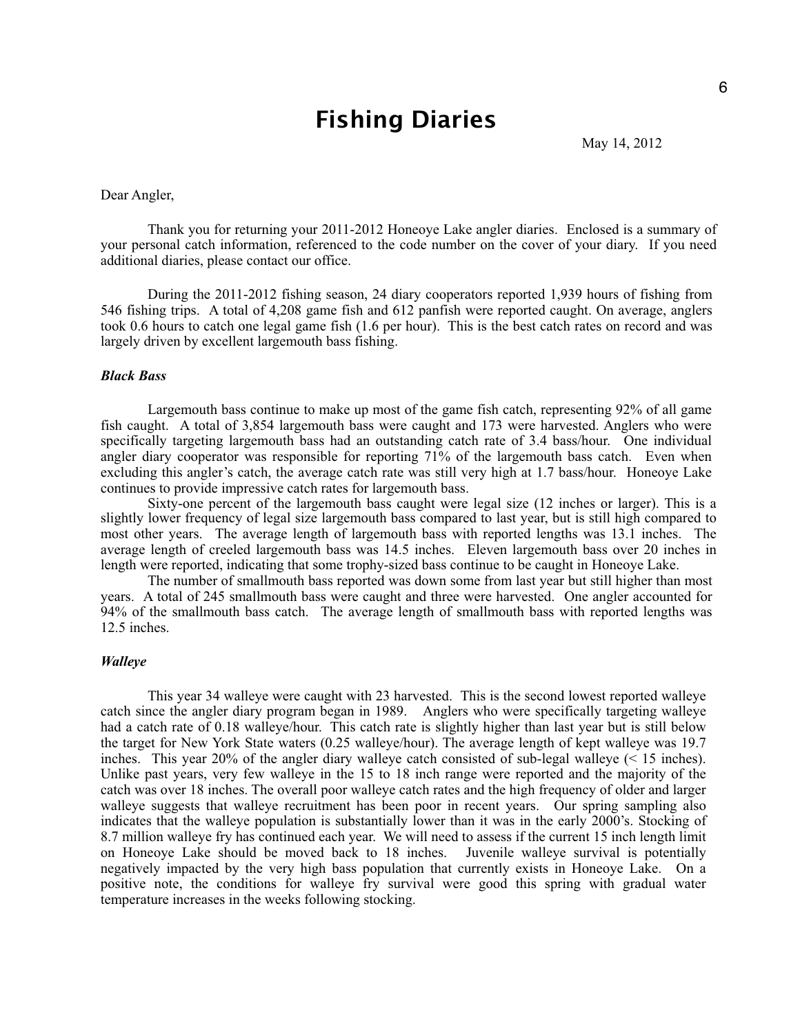# Fishing Diaries

May 14, 2012

Dear Angler,

Thank you for returning your 2011-2012 Honeoye Lake angler diaries. Enclosed is a summary of your personal catch information, referenced to the code number on the cover of your diary. If you need additional diaries, please contact our office.

During the 2011-2012 fishing season, 24 diary cooperators reported 1,939 hours of fishing from 546 fishing trips. A total of 4,208 game fish and 612 panfish were reported caught. On average, anglers took 0.6 hours to catch one legal game fish (1.6 per hour). This is the best catch rates on record and was largely driven by excellent largemouth bass fishing.

### *Black Bass*

Largemouth bass continue to make up most of the game fish catch, representing 92% of all game fish caught. A total of 3,854 largemouth bass were caught and 173 were harvested. Anglers who were specifically targeting largemouth bass had an outstanding catch rate of 3.4 bass/hour. One individual angler diary cooperator was responsible for reporting 71% of the largemouth bass catch. Even when excluding this angler's catch, the average catch rate was still very high at 1.7 bass/hour. Honeoye Lake continues to provide impressive catch rates for largemouth bass.

Sixty-one percent of the largemouth bass caught were legal size (12 inches or larger). This is a slightly lower frequency of legal size largemouth bass compared to last year, but is still high compared to most other years. The average length of largemouth bass with reported lengths was 13.1 inches. The average length of creeled largemouth bass was 14.5 inches. Eleven largemouth bass over 20 inches in length were reported, indicating that some trophy-sized bass continue to be caught in Honeoye Lake.

The number of smallmouth bass reported was down some from last year but still higher than most years. A total of 245 smallmouth bass were caught and three were harvested. One angler accounted for 94% of the smallmouth bass catch. The average length of smallmouth bass with reported lengths was 12.5 inches.

### *Walleye*

This year 34 walleye were caught with 23 harvested. This is the second lowest reported walleye catch since the angler diary program began in 1989. Anglers who were specifically targeting walleye had a catch rate of 0.18 walleye/hour. This catch rate is slightly higher than last year but is still below the target for New York State waters (0.25 walleye/hour). The average length of kept walleye was 19.7 inches. This year 20% of the angler diary walleye catch consisted of sub-legal walleye (< 15 inches). Unlike past years, very few walleye in the 15 to 18 inch range were reported and the majority of the catch was over 18 inches. The overall poor walleye catch rates and the high frequency of older and larger walleye suggests that walleye recruitment has been poor in recent years. Our spring sampling also indicates that the walleye population is substantially lower than it was in the early 2000's. Stocking of 8.7 million walleye fry has continued each year. We will need to assess if the current 15 inch length limit on Honeoye Lake should be moved back to 18 inches. Juvenile walleye survival is potentially negatively impacted by the very high bass population that currently exists in Honeoye Lake. On a positive note, the conditions for walleye fry survival were good this spring with gradual water temperature increases in the weeks following stocking.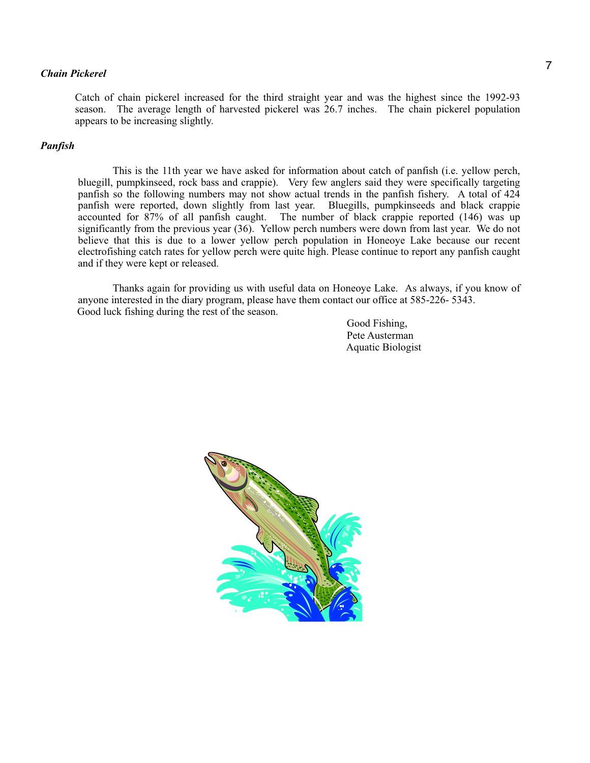### *Chain Pickerel*

Catch of chain pickerel increased for the third straight year and was the highest since the 1992-93 season. The average length of harvested pickerel was 26.7 inches. The chain pickerel population appears to be increasing slightly.

### *Panfish*

This is the 11th year we have asked for information about catch of panfish (i.e. yellow perch, bluegill, pumpkinseed, rock bass and crappie). Very few anglers said they were specifically targeting panfish so the following numbers may not show actual trends in the panfish fishery. A total of 424 panfish were reported, down slightly from last year. Bluegills, pumpkinseeds and black crappie accounted for 87% of all panfish caught. The number of black crappie reported (146) was up significantly from the previous year (36). Yellow perch numbers were down from last year. We do not believe that this is due to a lower yellow perch population in Honeoye Lake because our recent electrofishing catch rates for yellow perch were quite high. Please continue to report any panfish caught and if they were kept or released.

Thanks again for providing us with useful data on Honeoye Lake. As always, if you know of anyone interested in the diary program, please have them contact our office at 585-226- 5343. Good luck fishing during the rest of the season.

Good Fishing,
Pete Austerman
Aquatic Biologist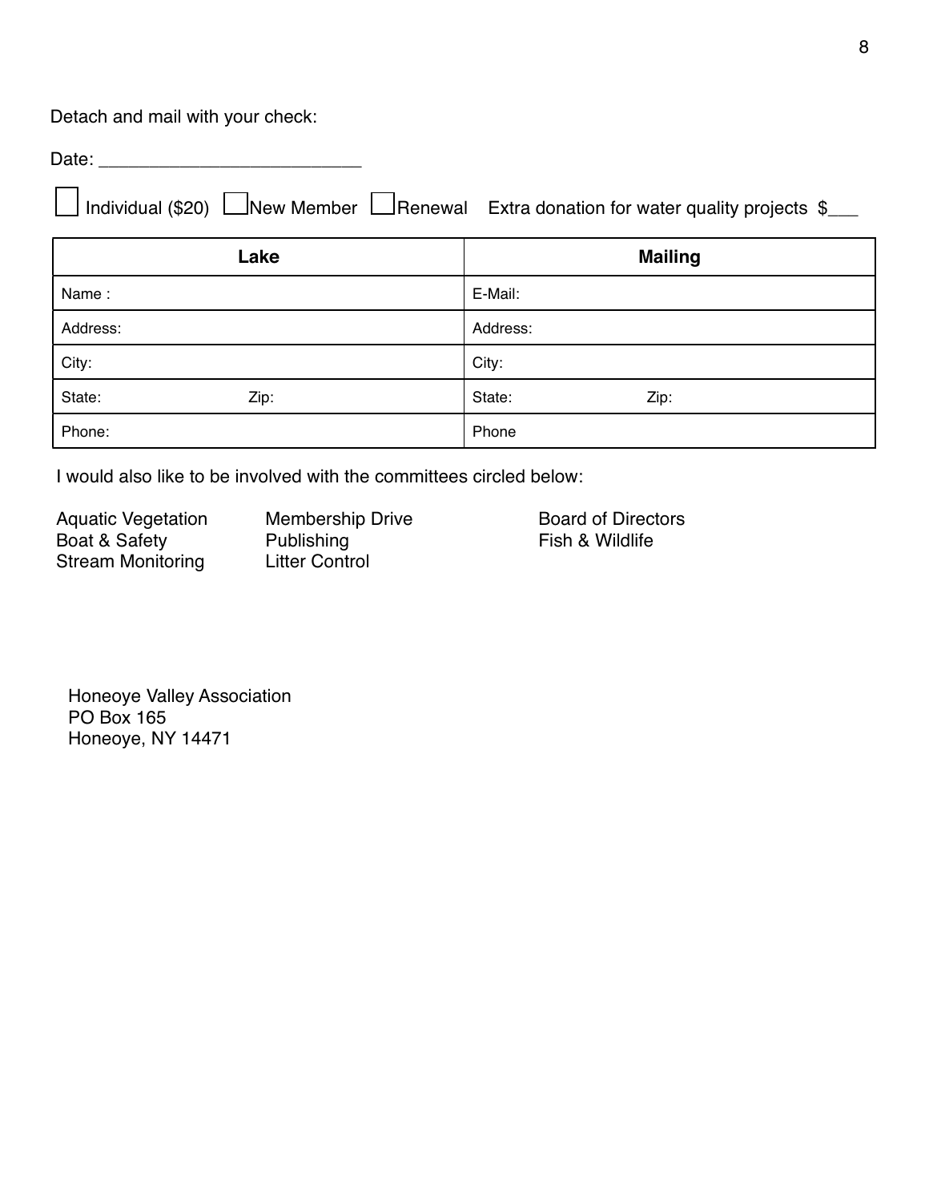Detach and mail with your check:

Date: _________________________

☐ Individual ($20) ☐ New Member ☐ Renewal Extra donation for water quality projects $___

| Lake | | Mailing | |
|---|---|---|---|
| Name : | | E-Mail: | |
| Address: | | Address: | |
| City: | | City: | |
| State: | Zip: | State: | Zip: |
| Phone: | | Phone | |

I would also like to be involved with the committees circled below:

Aquatic Vegetation
Boat & Safety
Stream Monitoring
Membership Drive
Publishing
Litter Control
Board of Directors
Fish & Wildlife

Honeoye Valley Association
PO Box 165
Honeoye, NY 14471